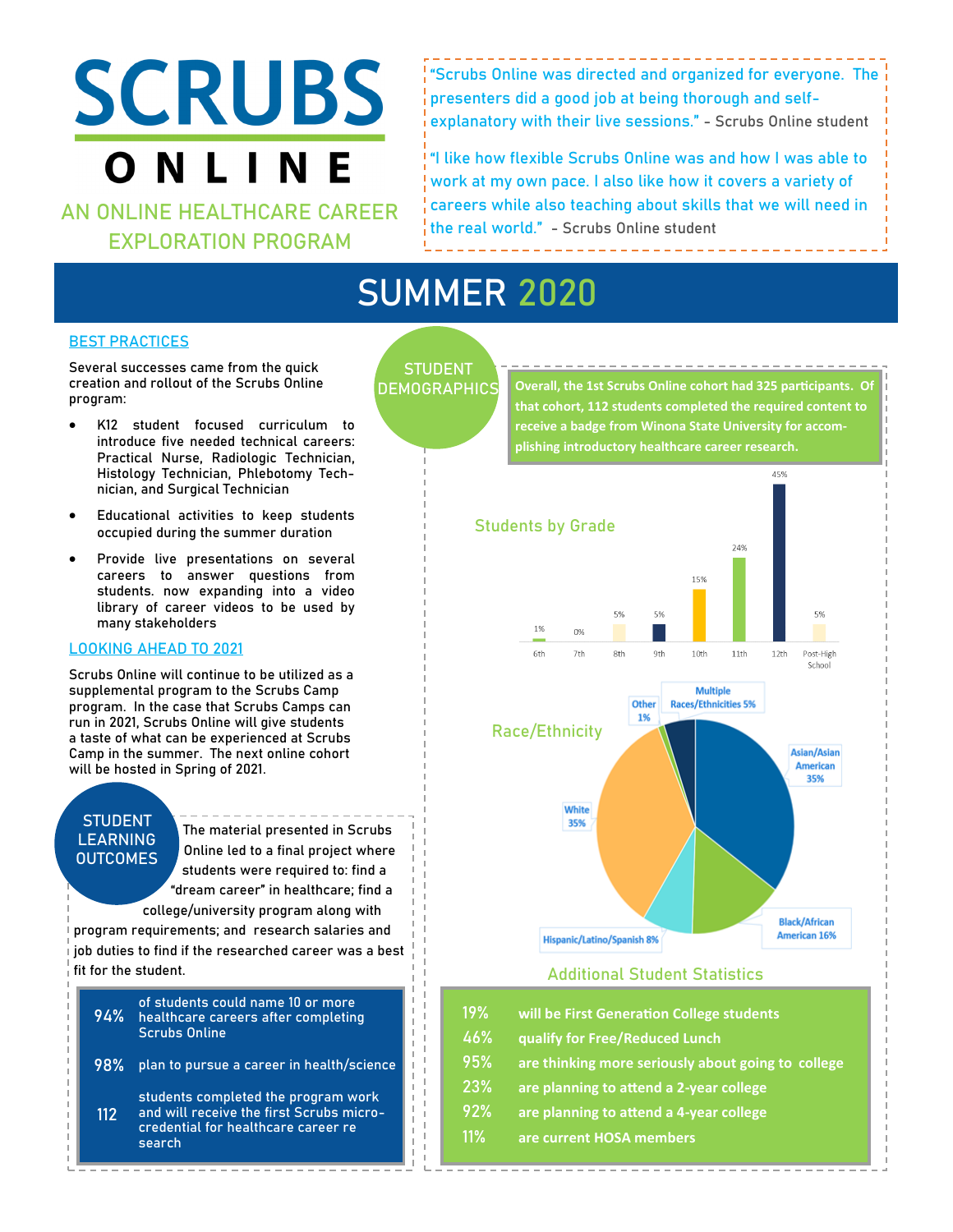# SCRUBS ONLINE

## AN ONLINE HEALTHCARE CAREER EXPLORATION PROGRAM

"Scrubs Online was directed and organized for everyone. The presenters did a good job at being thorough and self-explanatory with their live sessions." - Scrubs Online student

"I like how flexible Scrubs Online was and how I was able to work at my own pace. I also like how it covers a variety of careers while also teaching about skills that we will need in the real world." - Scrubs Online student

# SUMMER 2020

## BEST PRACTICES

Several successes came from the quick creation and rollout of the Scrubs Online program:

- K12 student focused curriculum to introduce five needed technical careers: Practical Nurse, Radiologic Technician, Histology Technician, Phlebotomy Technician, and Surgical Technician
- Educational activities to keep students occupied during the summer duration
- Provide live presentations on several careers to answer questions from students. now expanding into a video library of career videos to be used by many stakeholders

## LOOKING AHEAD TO 2021

Scrubs Online will continue to be utilized as a supplemental program to the Scrubs Camp program. In the case that Scrubs Camps can run in 2021, Scrubs Online will give students a taste of what can be experienced at Scrubs Camp in the summer. The next online cohort will be hosted in Spring of 2021.

## STUDENT LEARNING OUTCOMES

The material presented in Scrubs Online led to a final project where students were required to: find a "dream career" in healthcare; find a college/university program along with program requirements; and research salaries and job duties to find if the researched career was a best fit for the student.

| | |
|---|---|
| 94% | of students could name 10 or more healthcare careers after completing Scrubs Online |
| 98% | plan to pursue a career in health/science |
| 112 | students completed the program work and will receive the first Scrubs micro-credential for healthcare career re search |

## STUDENT DEMOGRAPHICS

Overall, the 1st Scrubs Online cohort had 325 participants. Of that cohort, 112 students completed the required content to receive a badge from Winona State University for accom-plishing introductory healthcare career research.

### Students by Grade

| Grade | Percent |
|---|---|
| 6th | 1% |
| 7th | 0% |
| 8th | 5% |
| 9th | 5% |
| 10th | 15% |
| 11th | 24% |
| 12th | 45% |
| Post-High School | 5% |

### Race/Ethnicity

| Race/Ethnicity | Percent |
|---|---|
| Asian/Asian American | 35% |
| Black/African American | 16% |
| Hispanic/Latino/Spanish | 8% |
| White | 35% |
| Other | 1% |
| Multiple Races/Ethnicities | 5% |

### Additional Student Statistics

| | |
|---|---|
| 19% | will be First Generation College students |
| 46% | qualify for Free/Reduced Lunch |
| 95% | are thinking more seriously about going to college |
| 23% | are planning to attend a 2-year college |
| 92% | are planning to attend a 4-year college |
| 11% | are current HOSA members |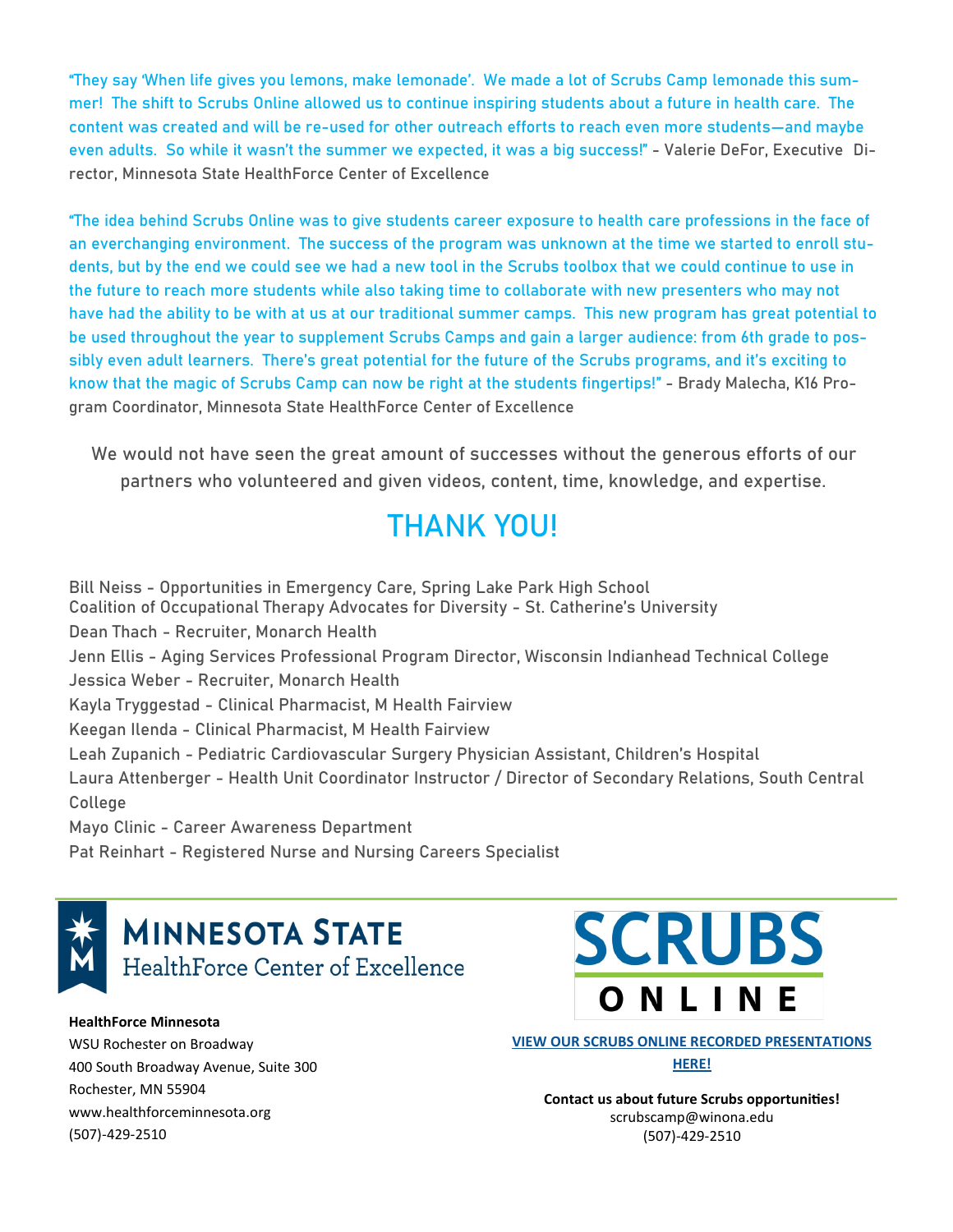"They say 'When life gives you lemons, make lemonade'. We made a lot of Scrubs Camp lemonade this summer! The shift to Scrubs Online allowed us to continue inspiring students about a future in health care. The content was created and will be re-used for other outreach efforts to reach even more students—and maybe even adults. So while it wasn't the summer we expected, it was a big success!" - Valerie DeFor, Executive Director, Minnesota State HealthForce Center of Excellence

"The idea behind Scrubs Online was to give students career exposure to health care professions in the face of an everchanging environment. The success of the program was unknown at the time we started to enroll students, but by the end we could see we had a new tool in the Scrubs toolbox that we could continue to use in the future to reach more students while also taking time to collaborate with new presenters who may not have had the ability to be with at us at our traditional summer camps. This new program has great potential to be used throughout the year to supplement Scrubs Camps and gain a larger audience: from 6th grade to possibly even adult learners. There's great potential for the future of the Scrubs programs, and it's exciting to know that the magic of Scrubs Camp can now be right at the students fingertips!" - Brady Malecha, K16 Program Coordinator, Minnesota State HealthForce Center of Excellence

We would not have seen the great amount of successes without the generous efforts of our partners who volunteered and given videos, content, time, knowledge, and expertise.

## THANK YOU!

Bill Neiss - Opportunities in Emergency Care, Spring Lake Park High School
Coalition of Occupational Therapy Advocates for Diversity - St. Catherine's University
Dean Thach - Recruiter, Monarch Health
Jenn Ellis - Aging Services Professional Program Director, Wisconsin Indianhead Technical College
Jessica Weber - Recruiter, Monarch Health
Kayla Tryggestad - Clinical Pharmacist, M Health Fairview
Keegan Ilenda - Clinical Pharmacist, M Health Fairview
Leah Zupanich - Pediatric Cardiovascular Surgery Physician Assistant, Children's Hospital
Laura Attenberger - Health Unit Coordinator Instructor / Director of Secondary Relations, South Central College
Mayo Clinic - Career Awareness Department
Pat Reinhart - Registered Nurse and Nursing Careers Specialist

**MINNESOTA STATE**
HealthForce Center of Excellence

**HealthForce Minnesota**
WSU Rochester on Broadway
400 South Broadway Avenue, Suite 300
Rochester, MN 55904
www.healthforceminnesota.org
(507)-429-2510

**SCRUBS ONLINE**

**VIEW OUR SCRUBS ONLINE RECORDED PRESENTATIONS HERE!**

**Contact us about future Scrubs opportunities!**
scrubscamp@winona.edu
(507)-429-2510